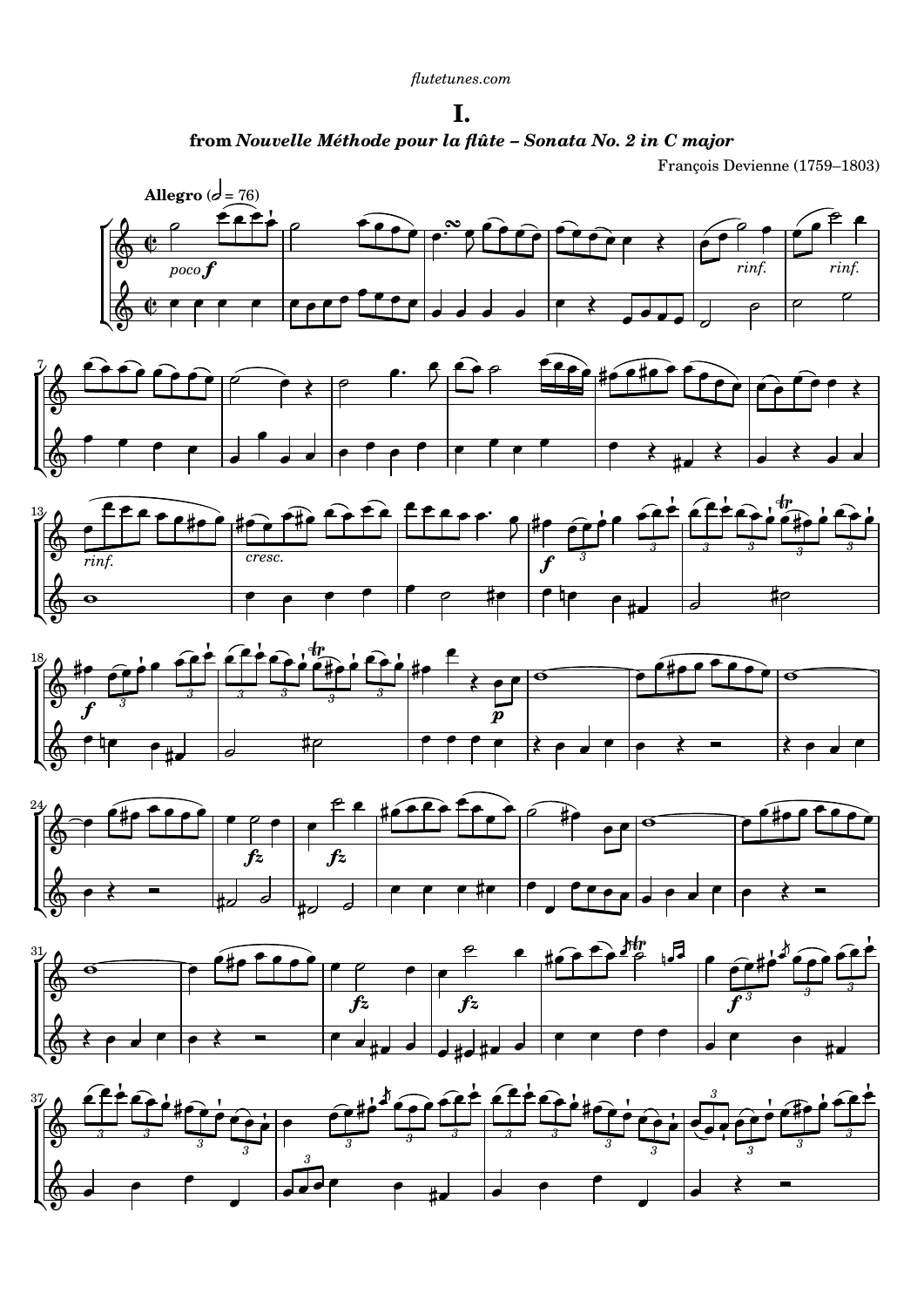flutetunes.com

# I.

**from *Nouvelle Méthode pour la flûte – Sonata No. 2 in C major***

François Devienne (1759–1803)

**Allegro** (𝅗𝅥 = 76)